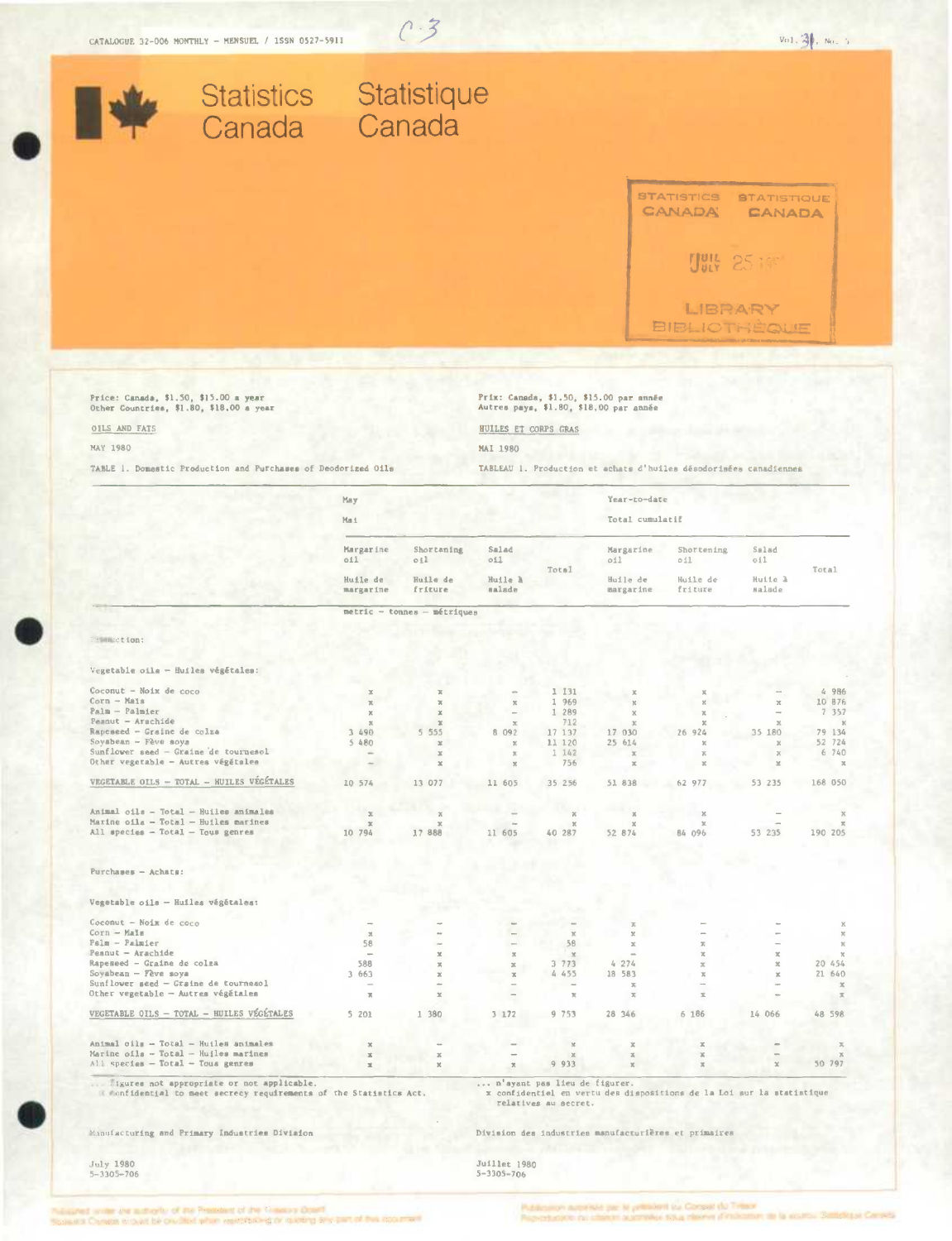CATALOGUE 32-006 MONTHLY – MENSUEL / ISSN 0527-5911

# Statistics Canada / Statistique Canada

Price: Canada, $1.50, $15.00 a year
Other Countries, $1.80, $18.00 a year

Prix: Canada, $1.50, $15.00 par année
Autres pays, $1.80, $18.00 par année

## OILS AND FATS / HUILES ET CORPS GRAS

MAY 1980 / MAI 1980

TABLE 1. Domestic Production and Purchases of Deodorized Oils

TABLEAU 1. Production et achats d'huiles désodorisées canadiennes

| | May – Mai | | | | Year-to-date – Total cumulatif | | | |
|---|---|---|---|---|---|---|---|---|
| | Margarine oil – Huile de margarine | Shortening oil – Huile de friture | Salad oil – Huile à salade | Total | Margarine oil – Huile de margarine | Shortening oil – Huile de friture | Salad oil – Huile à salade | Total |
| | metric – tonnes – métriques | | | | | | | |
| **Production:** | | | | | | | | |
| Vegetable oils – Huiles végétales: | | | | | | | | |
| Coconut – Noix de coco | x | x | – | 1 131 | x | x | – | 4 986 |
| Corn – Maïs | x | x | x | 1 969 | x | x | x | 10 876 |
| Palm – Palmier | x | x | – | 1 289 | x | x | – | 7 357 |
| Peanut – Arachide | x | x | x | 712 | x | x | x | x |
| Rapeseed – Graine de colza | 3 490 | 5 555 | 8 092 | 17 137 | 17 030 | 26 924 | 35 180 | 79 134 |
| Soyabean – Fève soya | 5 480 | x | x | 11 120 | 25 614 | x | x | 52 724 |
| Sunflower seed – Graine de tournesol | – | x | x | 1 142 | x | x | x | 6 740 |
| Other vegetable – Autres végétales | – | x | x | 756 | x | x | x | x |
| VEGETABLE OILS – TOTAL – HUILES VÉGÉTALES | 10 574 | 13 077 | 11 605 | 35 256 | 51 838 | 62 977 | 53 235 | 168 050 |
| Animal oils – Total – Huiles animales | x | x | – | x | x | x | – | x |
| Marine oils – Total – Huiles marines | x | x | – | x | x | x | – | x |
| All species – Total – Tous genres | 10 794 | 17 888 | 11 605 | 40 287 | 52 874 | 84 096 | 53 235 | 190 205 |
| **Purchases – Achats:** | | | | | | | | |
| Vegetable oils – Huiles végétales: | | | | | | | | |
| Coconut – Noix de coco | – | – | – | – | x | – | – | x |
| Corn – Maïs | x | – | – | x | x | – | – | x |
| Palm – Palmier | 58 | – | – | 58 | x | x | – | x |
| Peanut – Arachide | – | x | x | x | – | x | x | x |
| Rapeseed – Graine de colza | 588 | x | x | 3 773 | 4 274 | x | x | 20 454 |
| Soyabean – Fève soya | 3 663 | x | x | 4 455 | 18 583 | x | x | 21 640 |
| Sunflower seed – Graine de tournesol | – | – | – | – | x | – | – | x |
| Other vegetable – Autres végétales | x | x | – | x | x | x | – | x |
| VEGETABLE OILS – TOTAL – HUILES VÉGÉTALES | 5 201 | 1 380 | 3 172 | 9 753 | 28 346 | 6 186 | 14 066 | 48 598 |
| Animal oils – Total – Huiles animales | x | – | – | x | x | x | – | x |
| Marine oils – Total – Huiles marines | x | x | – | x | x | x | – | x |
| All species – Total – Tous genres | x | x | x | 9 933 | x | x | x | 50 797 |

... figures not appropriate or not applicable.
x confidential to meet secrecy requirements of the Statistics Act.

... n'ayant pas lieu de figurer.
x confidentiel en vertu des dispositions de la Loi sur la statistique relatives au secret.

Manufacturing and Primary Industries Division

Division des industries manufacturières et primaires

July 1980
5-3305-706

Juillet 1980
5-3305-706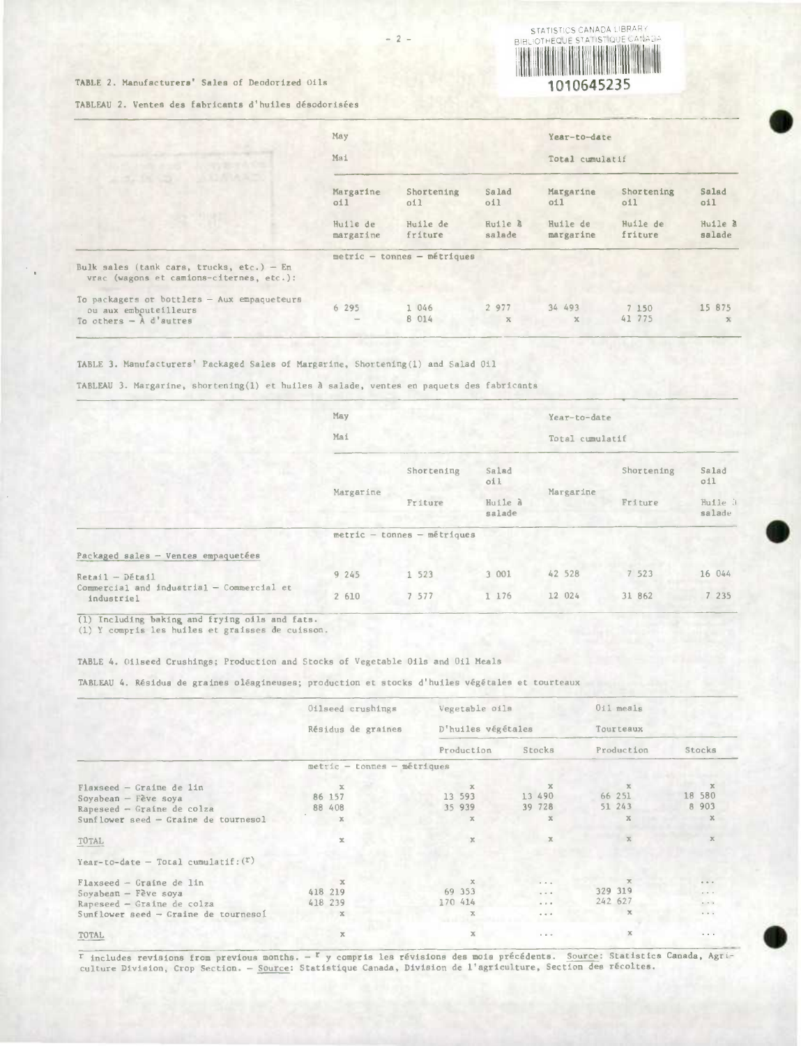TABLE 2. Manufacturers' Sales of Deodorized Oils

TABLEAU 2. Ventes des fabricants d'huiles désodorisées

| | May<br>Mai | | | Year-to-date<br>Total cumulatif | | |
|---|---|---|---|---|---|---|
| | Margarine oil<br>Huile de margarine | Shortening oil<br>Huile de friture | Salad oil<br>Huile à salade | Margarine oil<br>Huile de margarine | Shortening oil<br>Huile de friture | Salad oil<br>Huile à salade |
| | metric – tonnes – métriques | | | | | |
| Bulk sales (tank cars, trucks, etc.) – En vrac (wagons et camions-citernes, etc.): | | | | | | |
| To packagers or bottlers – Aux empaqueteurs ou aux embouteilleurs | 6 295 | 1 046 | 2 977 | 34 493 | 7 150 | 15 875 |
| To others – À d'autres | – | 8 014 | x | x | 41 775 | x |

TABLE 3. Manufacturers' Packaged Sales of Margarine, Shortening(1) and Salad Oil

TABLEAU 3. Margarine, shortening(1) et huiles à salade, ventes en paquets des fabricants

| | May<br>Mai | | | Year-to-date<br>Total cumulatif | | |
|---|---|---|---|---|---|---|
| | Margarine | Shortening<br>Friture | Salad oil<br>Huile à salade | Margarine | Shortening<br>Friture | Salad oil<br>Huile à salade |
| | metric – tonnes – métriques | | | | | |
| Packaged sales – Ventes empaquetées | | | | | | |
| Retail – Détail | 9 245 | 1 523 | 3 001 | 42 528 | 7 523 | 16 044 |
| Commercial and industrial – Commercial et industriel | 2 610 | 7 577 | 1 176 | 12 024 | 31 862 | 7 235 |

(1) Including baking and frying oils and fats.
(1) Y compris les huiles et graisses de cuisson.

TABLE 4. Oilseed Crushings; Production and Stocks of Vegetable Oils and Oil Meals

TABLEAU 4. Résidus de graines oléagineuses; production et stocks d'huiles végétales et tourteaux

| | Oilseed crushings<br>Résidus de graines | Vegetable oils<br>D'huiles végétales | | Oil meals<br>Tourteaux | |
|---|---|---|---|---|---|
| | | Production | Stocks | Production | Stocks |
| | metric – tonnes – métriques | | | | |
| Flaxseed – Graine de lin | x | x | x | x | x |
| Soyabean – Fève soya | 86 157 | 13 593 | 13 490 | 66 251 | 18 580 |
| Rapeseed – Graine de colza | 88 408 | 35 939 | 39 728 | 51 243 | 8 903 |
| Sunflower seed – Graine de tournesol | x | x | x | x | x |
| TOTAL | x | x | x | x | x |
| Year-to-date – Total cumulatif:(r) | | | | | |
| Flaxseed – Graine de lin | x | x | ... | x | ... |
| Soyabean – Fève soya | 418 219 | 69 353 | ... | 329 319 | ... |
| Rapeseed – Graine de colza | 418 239 | 170 414 | ... | 242 627 | ... |
| Sunflower seed – Graine de tournesol | x | x | ... | x | ... |
| TOTAL | x | x | ... | x | ... |

r includes revisions from previous months. – r y compris les révisions des mois précédents. Source: Statistics Canada, Agriculture Division, Crop Section. – Source: Statistique Canada, Division de l'agriculture, Section des récoltes.